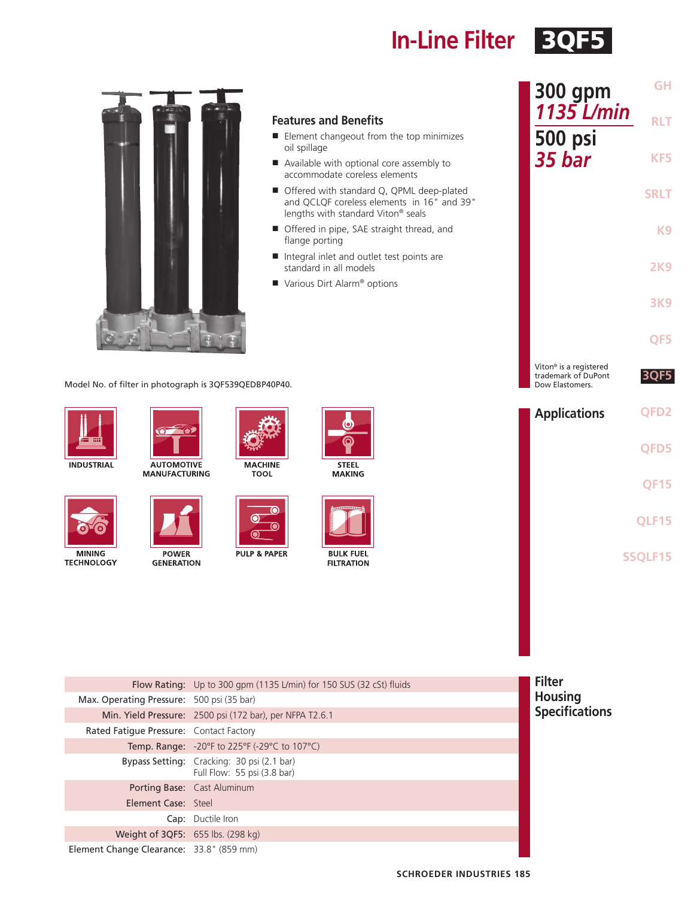# In-Line Filter 3QF5

**300 gpm**
*1135 L/min*

**500 psi**
*35 bar*

## Features and Benefits

- Element changeout from the top minimizes oil spillage
- Available with optional core assembly to accommodate coreless elements
- Offered with standard Q, QPML deep-plated and QCLQF coreless elements in 16" and 39" lengths with standard Viton® seals
- Offered in pipe, SAE straight thread, and flange porting
- Integral inlet and outlet test points are standard in all models
- Various Dirt Alarm® options

Viton® is a registered trademark of DuPont Dow Elastomers.

Model No. of filter in photograph is 3QF539QEDBP40P40.

## Applications

- INDUSTRIAL
- AUTOMOTIVE MANUFACTURING
- MACHINE TOOL
- STEEL MAKING
- MINING TECHNOLOGY
- POWER GENERATION
- PULP & PAPER
- BULK FUEL FILTRATION

## Filter Housing Specifications

| | |
|---|---|
| Flow Rating: | Up to 300 gpm (1135 L/min) for 150 SUS (32 cSt) fluids |
| Max. Operating Pressure: | 500 psi (35 bar) |
| Min. Yield Pressure: | 2500 psi (172 bar), per NFPA T2.6.1 |
| Rated Fatigue Pressure: | Contact Factory |
| Temp. Range: | -20°F to 225°F (-29°C to 107°C) |
| Bypass Setting: | Cracking: 30 psi (2.1 bar)<br>Full Flow: 55 psi (3.8 bar) |
| Porting Base: | Cast Aluminum |
| Element Case: | Steel |
| Cap: | Ductile Iron |
| Weight of 3QF5: | 655 lbs. (298 kg) |
| Element Change Clearance: | 33.8" (859 mm) |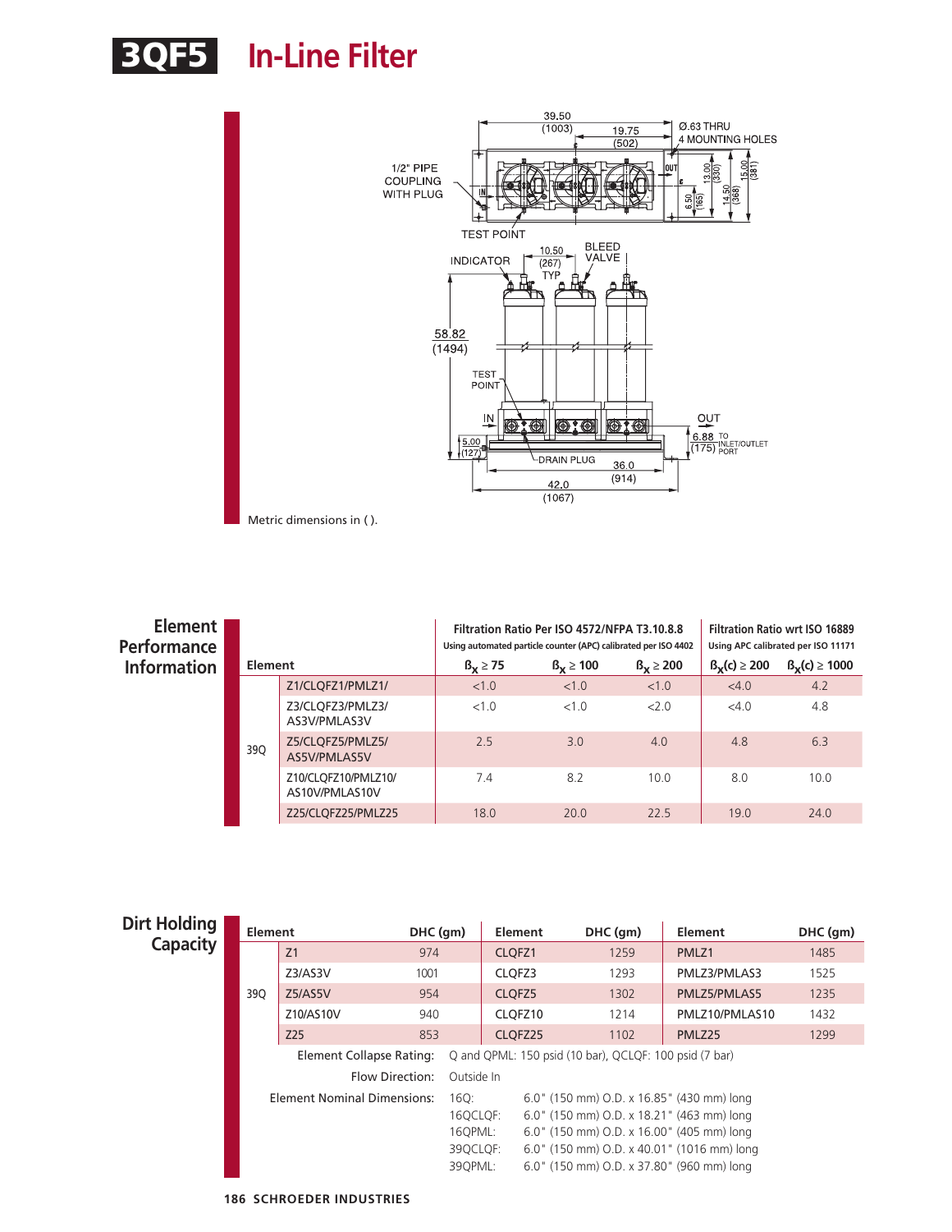# 3QF5 In-Line Filter

1/2" PIPE COUPLING WITH PLUG

39.50 (1003)

19.75 (502)

Ø.63 THRU 4 MOUNTING HOLES

IN

OUT

13.00 (330)

15.00 (381)

6.50 (165)

14.50 (368)

TEST POINT

INDICATOR

10.50 (267) TYP

BLEED VALVE

58.82 (1494)

TEST POINT

IN

OUT

5.00 (127)

6.88 (175) TO INLET/OUTLET PORT

DRAIN PLUG

36.0 (914)

42.0 (1067)

Metric dimensions in ( ).

## Element Performance Information

| Element | | Filtration Ratio Per ISO 4572/NFPA T3.10.8.8 Using automated particle counter (APC) calibrated per ISO 4402 | | | Filtration Ratio wrt ISO 16889 Using APC calibrated per ISO 11171 | |
|---|---|---|---|---|---|---|
| | | $ß_X \geq 75$ | $ß_X \geq 100$ | $ß_X \geq 200$ | $ß_X(c) \geq 200$ | $ß_X(c) \geq 1000$ |
| 39Q | Z1/CLQFZ1/PMLZ1/ | <1.0 | <1.0 | <1.0 | <4.0 | 4.2 |
| | Z3/CLQFZ3/PMLZ3/ AS3V/PMLAS3V | <1.0 | <1.0 | <2.0 | <4.0 | 4.8 |
| | Z5/CLQFZ5/PMLZ5/ AS5V/PMLAS5V | 2.5 | 3.0 | 4.0 | 4.8 | 6.3 |
| | Z10/CLQFZ10/PMLZ10/ AS10V/PMLAS10V | 7.4 | 8.2 | 10.0 | 8.0 | 10.0 |
| | Z25/CLQFZ25/PMLZ25 | 18.0 | 20.0 | 22.5 | 19.0 | 24.0 |

## Dirt Holding Capacity

| Element | | DHC (gm) | Element | DHC (gm) | Element | DHC (gm) |
|---|---|---|---|---|---|---|
| 39Q | Z1 | 974 | CLQFZ1 | 1259 | PMLZ1 | 1485 |
| | Z3/AS3V | 1001 | CLQFZ3 | 1293 | PMLZ3/PMLAS3 | 1525 |
| | Z5/AS5V | 954 | CLQFZ5 | 1302 | PMLZ5/PMLAS5 | 1235 |
| | Z10/AS10V | 940 | CLQFZ10 | 1214 | PMLZ10/PMLAS10 | 1432 |
| | Z25 | 853 | CLQFZ25 | 1102 | PMLZ25 | 1299 |

**Element Collapse Rating:** Q and QPML: 150 psid (10 bar), QCLQF: 100 psid (7 bar)

**Flow Direction:** Outside In

**Element Nominal Dimensions:**

| | |
|---|---|
| 16Q: | 6.0" (150 mm) O.D. x 16.85" (430 mm) long |
| 16QCLQF: | 6.0" (150 mm) O.D. x 18.21" (463 mm) long |
| 16QPML: | 6.0" (150 mm) O.D. x 16.00" (405 mm) long |
| 39QCLQF: | 6.0" (150 mm) O.D. x 40.01" (1016 mm) long |
| 39QPML: | 6.0" (150 mm) O.D. x 37.80" (960 mm) long |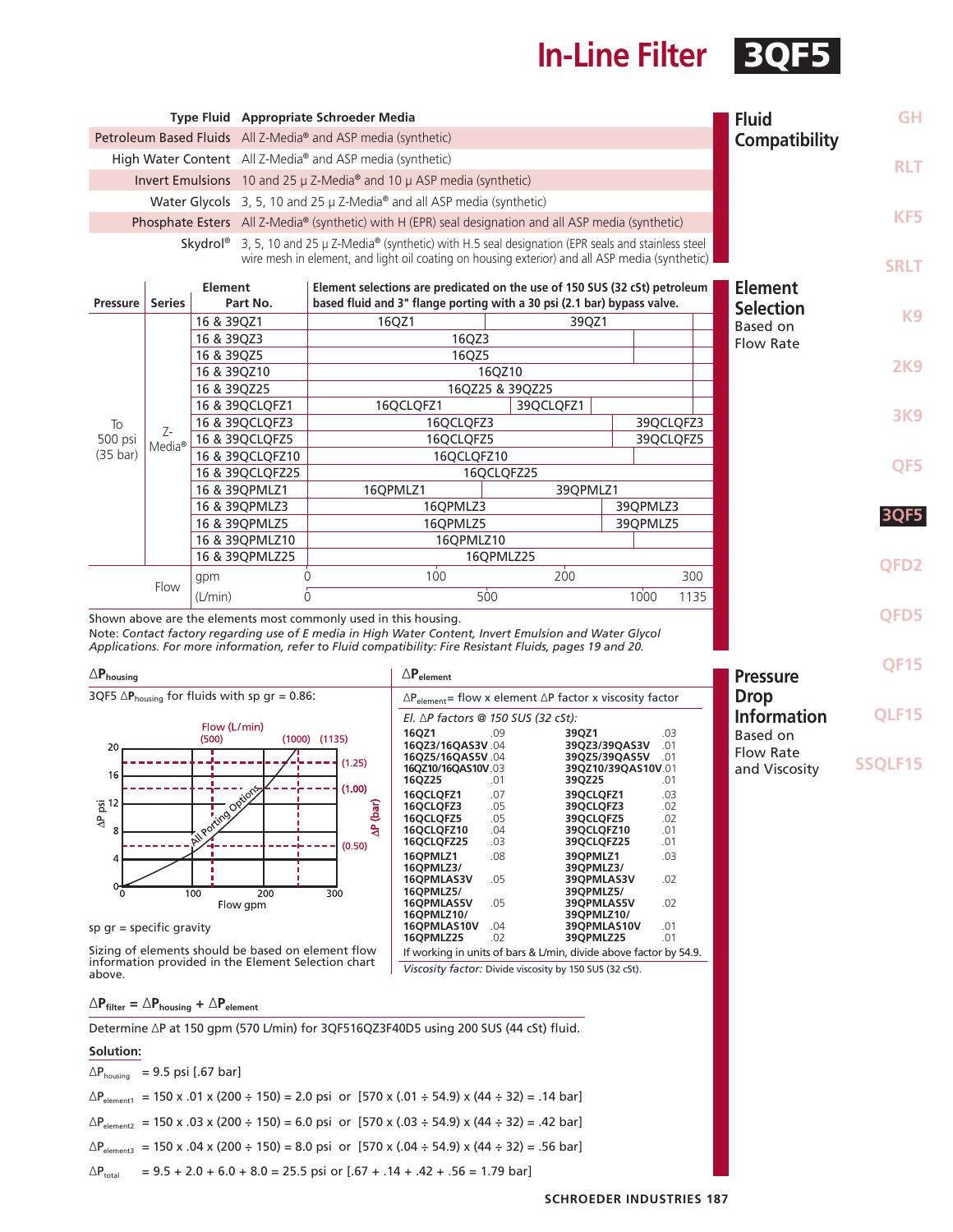# In-Line Filter 3QF5

## Fluid Compatibility

| Type Fluid | Appropriate Schroeder Media |
|---|---|
| Petroleum Based Fluids | All Z-Media® and ASP media (synthetic) |
| High Water Content | All Z-Media® and ASP media (synthetic) |
| Invert Emulsions | 10 and 25 μ Z-Media® and 10 μ ASP media (synthetic) |
| Water Glycols | 3, 5, 10 and 25 μ Z-Media® and all ASP media (synthetic) |
| Phosphate Esters | All Z-Media® (synthetic) with H (EPR) seal designation and all ASP media (synthetic) |
| Skydrol® | 3, 5, 10 and 25 μ Z-Media® (synthetic) with H.5 seal designation (EPR seals and stainless steel wire mesh in element, and light oil coating on housing exterior) and all ASP media (synthetic) |

## Element Selection

Based on Flow Rate

Element selections are predicated on the use of 150 SUS (32 cSt) petroleum based fluid and 3" flange porting with a 30 psi (2.1 bar) bypass valve.

| Pressure | Series | Element Part No. | Element selection by flow rate |
|---|---|---|---|
| To 500 psi (35 bar) | Z-Media® | 16 & 39QZ1 | 16QZ1 (0–~150 gpm); 39QZ1 (~150–~290 gpm) |
| | | 16 & 39QZ3 | 16QZ3 |
| | | 16 & 39QZ5 | 16QZ5 |
| | | 16 & 39QZ10 | 16QZ10 |
| | | 16 & 39QZ25 | 16QZ25 & 39QZ25 |
| | | 16 & 39QCLQFZ1 | 16QCLQFZ1; 39QCLQFZ1 |
| | | 16 & 39QCLQFZ3 | 16QCLQFZ3; 39QCLQFZ3 |
| | | 16 & 39QCLQFZ5 | 16QCLQFZ5; 39QCLQFZ5 |
| | | 16 & 39QCLQFZ10 | 16QCLQFZ10 |
| | | 16 & 39QCLQFZ25 | 16QCLQFZ25 |
| | | 16 & 39QPMLZ1 | 16QPMLZ1; 39QPMLZ1 |
| | | 16 & 39QPMLZ3 | 16QPMLZ3; 39QPMLZ3 |
| | | 16 & 39QPMLZ5 | 16QPMLZ5; 39QPMLZ5 |
| | | 16 & 39QPMLZ10 | 16QPMLZ10 |
| | | 16 & 39QPMLZ25 | 16QPMLZ25 |
| Flow | | gpm | 0 — 100 — 200 — 300 |
| | | (L/min) | 0 — 500 — 1000 — 1135 |

Shown above are the elements most commonly used in this housing.

Note: *Contact factory regarding use of E media in High Water Content, Invert Emulsion and Water Glycol Applications. For more information, refer to Fluid compatibility: Fire Resistant Fluids, pages 19 and 20.*

## Pressure Drop Information

Based on Flow Rate and Viscosity

### $\Delta P_{housing}$

3QF5 $\Delta P_{housing}$ for fluids with sp gr = 0.86:

(Graph: ΔP psi (0–20) / ΔP (bar) (0.50, 1.00, 1.25) vs. Flow gpm (0–300) / Flow (L/min) (500, 1000, 1135); curve: All Porting Options)

sp gr = specific gravity

Sizing of elements should be based on element flow information provided in the Element Selection chart above.

### $\Delta P_{element}$

$\Delta P_{element}$ = flow x element ΔP factor x viscosity factor

*El. ΔP factors @ 150 SUS (32 cSt):*

| Element | Factor | Element | Factor |
|---|---|---|---|
| 16QZ1 | .09 | 39QZ1 | .03 |
| 16QZ3/16QAS3V | .04 | 39QZ3/39QAS3V | .01 |
| 16QZ5/16QAS5V | .04 | 39QZ5/39QAS5V | .01 |
| 16QZ10/16QAS10V | .03 | 39QZ10/39QAS10V | .01 |
| 16QZ25 | .01 | 39QZ25 | .01 |
| 16QCLQFZ1 | .07 | 39QCLQFZ1 | .03 |
| 16QCLQFZ3 | .05 | 39QCLQFZ3 | .02 |
| 16QCLQFZ5 | .05 | 39QCLQFZ5 | .02 |
| 16QCLQFZ10 | .04 | 39QCLQFZ10 | .01 |
| 16QCLQFZ25 | .03 | 39QCLQFZ25 | .01 |
| 16QPMLZ1 | .08 | 39QPMLZ1 | .03 |
| 16QPMLZ3/16QPMLAS3V | .05 | 39QPMLZ3/39QPMLAS3V | .02 |
| 16QPMLZ5/16QPMLAS5V | .05 | 39QPMLZ5/39QPMLAS5V | .02 |
| 16QPMLZ10/16QPMLAS10V | .04 | 39QPMLZ10/39QPMLAS10V | .01 |
| 16QPMLZ25 | .02 | 39QPMLZ25 | .01 |

If working in units of bars & L/min, divide above factor by 54.9.

*Viscosity factor:* Divide viscosity by 150 SUS (32 cSt).

### $\Delta P_{filter} = \Delta P_{housing} + \Delta P_{element}$

Determine ΔP at 150 gpm (570 L/min) for 3QF516QZ3F40D5 using 200 SUS (44 cSt) fluid.

**Solution:**

$\Delta P_{housing}$ = 9.5 psi [.67 bar]

$\Delta P_{element1}$ = 150 x .01 x (200 ÷ 150) = 2.0 psi or [570 x (.01 ÷ 54.9) x (44 ÷ 32) = .14 bar]

$\Delta P_{element2}$ = 150 x .03 x (200 ÷ 150) = 6.0 psi or [570 x (.03 ÷ 54.9) x (44 ÷ 32) = .42 bar]

$\Delta P_{element3}$ = 150 x .04 x (200 ÷ 150) = 8.0 psi or [570 x (.04 ÷ 54.9) x (44 ÷ 32) = .56 bar]

$\Delta P_{total}$ = 9.5 + 2.0 + 6.0 + 8.0 = 25.5 psi or [.67 + .14 + .42 + .56 = 1.79 bar]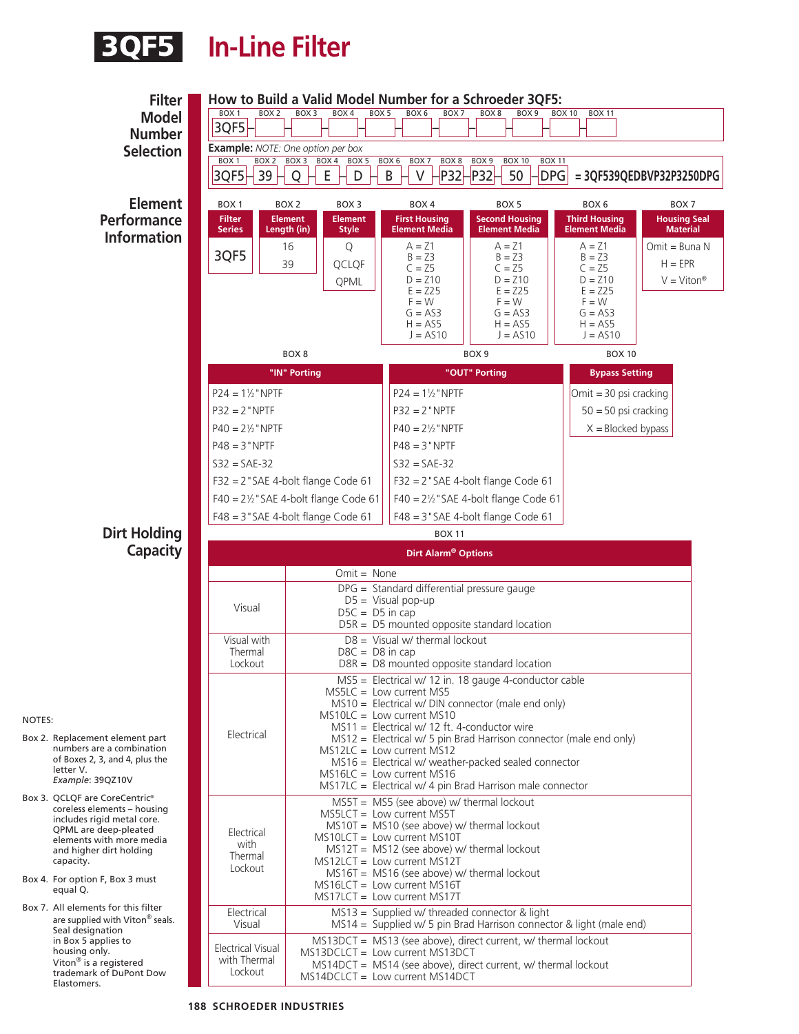# 3QF5 In-Line Filter

## Filter Model Number Selection

### How to Build a Valid Model Number for a Schroeder 3QF5:

| BOX 1 | BOX 2 | BOX 3 | BOX 4 | BOX 5 | BOX 6 | BOX 7 | BOX 8 | BOX 9 | BOX 10 | BOX 11 |
|---|---|---|---|---|---|---|---|---|---|---|
| 3QF5 | | | | | | | | | | |

**Example:** *NOTE: One option per box*

| BOX 1 | BOX 2 | BOX 3 | BOX 4 | BOX 5 | BOX 6 | BOX 7 | BOX 8 | BOX 9 | BOX 10 | BOX 11 | |
|---|---|---|---|---|---|---|---|---|---|---|---|
| 3QF5 | 39 | Q | E | D | B | V | P32 | P32 | 50 | DPG | = 3QF539QEDBVP32P3250DPG |

## Element Performance Information

| BOX 1 Filter Series | BOX 2 Element Length (in) | BOX 3 Element Style | BOX 4 First Housing Element Media | BOX 5 Second Housing Element Media | BOX 6 Third Housing Element Media | BOX 7 Housing Seal Material |
|---|---|---|---|---|---|---|
| 3QF5 | 16 | Q | A = Z1 | A = Z1 | A = Z1 | Omit = Buna N |
| | 39 | QCLQF | B = Z3 | B = Z3 | B = Z3 | H = EPR |
| | | QPML | C = Z5 | C = Z5 | C = Z5 | V = Viton® |
| | | | D = Z10 | D = Z10 | D = Z10 | |
| | | | E = Z25 | E = Z25 | E = Z25 | |
| | | | F = W | F = W | F = W | |
| | | | G = AS3 | G = AS3 | G = AS3 | |
| | | | H = AS5 | H = AS5 | H = AS5 | |
| | | | J = AS10 | J = AS10 | J = AS10 | |

| BOX 8 "IN" Porting | BOX 9 "OUT" Porting | BOX 10 Bypass Setting |
|---|---|---|
| P24 = 1½"NPTF | P24 = 1½"NPTF | Omit = 30 psi cracking |
| P32 = 2"NPTF | P32 = 2"NPTF | 50 = 50 psi cracking |
| P40 = 2½"NPTF | P40 = 2½"NPTF | X = Blocked bypass |
| P48 = 3"NPTF | P48 = 3"NPTF | |
| S32 = SAE-32 | S32 = SAE-32 | |
| F32 = 2"SAE 4-bolt flange Code 61 | F32 = 2"SAE 4-bolt flange Code 61 | |
| F40 = 2½"SAE 4-bolt flange Code 61 | F40 = 2½"SAE 4-bolt flange Code 61 | |
| F48 = 3"SAE 4-bolt flange Code 61 | F48 = 3"SAE 4-bolt flange Code 61 | |

## Dirt Holding Capacity

BOX 11

| Dirt Alarm® Options | |
|---|---|
| | Omit = None |
| Visual | DPG = Standard differential pressure gauge<br>D5 = Visual pop-up<br>D5C = D5 in cap<br>D5R = D5 mounted opposite standard location |
| Visual with Thermal Lockout | D8 = Visual w/ thermal lockout<br>D8C = D8 in cap<br>D8R = D8 mounted opposite standard location |
| Electrical | MS5 = Electrical w/ 12 in. 18 gauge 4-conductor cable<br>MS5LC = Low current MS5<br>MS10 = Electrical w/ DIN connector (male end only)<br>MS10LC = Low current MS10<br>MS11 = Electrical w/ 12 ft. 4-conductor wire<br>MS12 = Electrical w/ 5 pin Brad Harrison connector (male end only)<br>MS12LC = Low current MS12<br>MS16 = Electrical w/ weather-packed sealed connector<br>MS16LC = Low current MS16<br>MS17LC = Electrical w/ 4 pin Brad Harrison male connector |
| Electrical with Thermal Lockout | MS5T = MS5 (see above) w/ thermal lockout<br>MS5LCT = Low current MS5T<br>MS10T = MS10 (see above) w/ thermal lockout<br>MS10LCT = Low current MS10T<br>MS12T = MS12 (see above) w/ thermal lockout<br>MS12LCT = Low current MS12T<br>MS16T = MS16 (see above) w/ thermal lockout<br>MS16LCT = Low current MS16T<br>MS17LCT = Low current MS17T |
| Electrical Visual | MS13 = Supplied w/ threaded connector & light<br>MS14 = Supplied w/ 5 pin Brad Harrison connector & light (male end) |
| Electrical Visual with Thermal Lockout | MS13DCT = MS13 (see above), direct current, w/ thermal lockout<br>MS13DCLCT = Low current MS13DCT<br>MS14DCT = MS14 (see above), direct current, w/ thermal lockout<br>MS14DCLCT = Low current MS14DCT |

NOTES:

Box 2. Replacement element part numbers are a combination of Boxes 2, 3, and 4, plus the letter V.
*Example*: 39QZ10V

Box 3. QCLQF are CoreCentric® coreless elements – housing includes rigid metal core. QPML are deep-pleated elements with more media and higher dirt holding capacity.

Box 4. For option F, Box 3 must equal Q.

Box 7. All elements for this filter are supplied with Viton® seals. Seal designation in Box 5 applies to housing only.
Viton® is a registered trademark of DuPont Dow Elastomers.